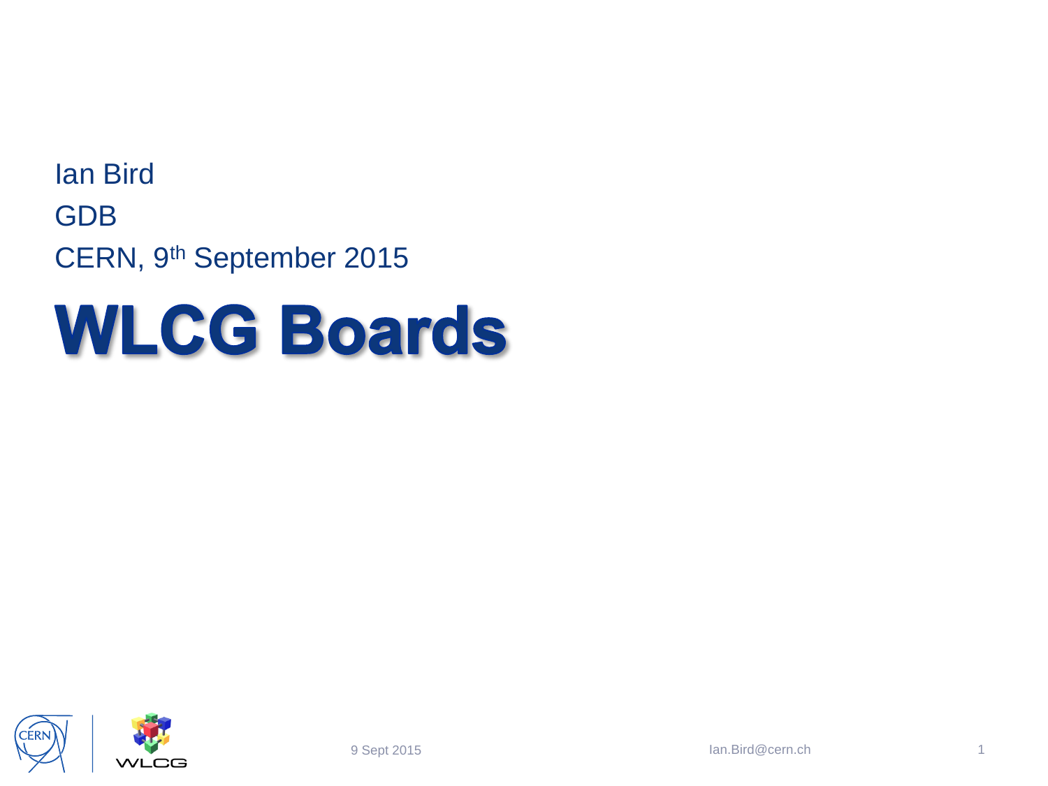Ian Bird

GDB

CERN, 9th September 2015

# WLCG Boards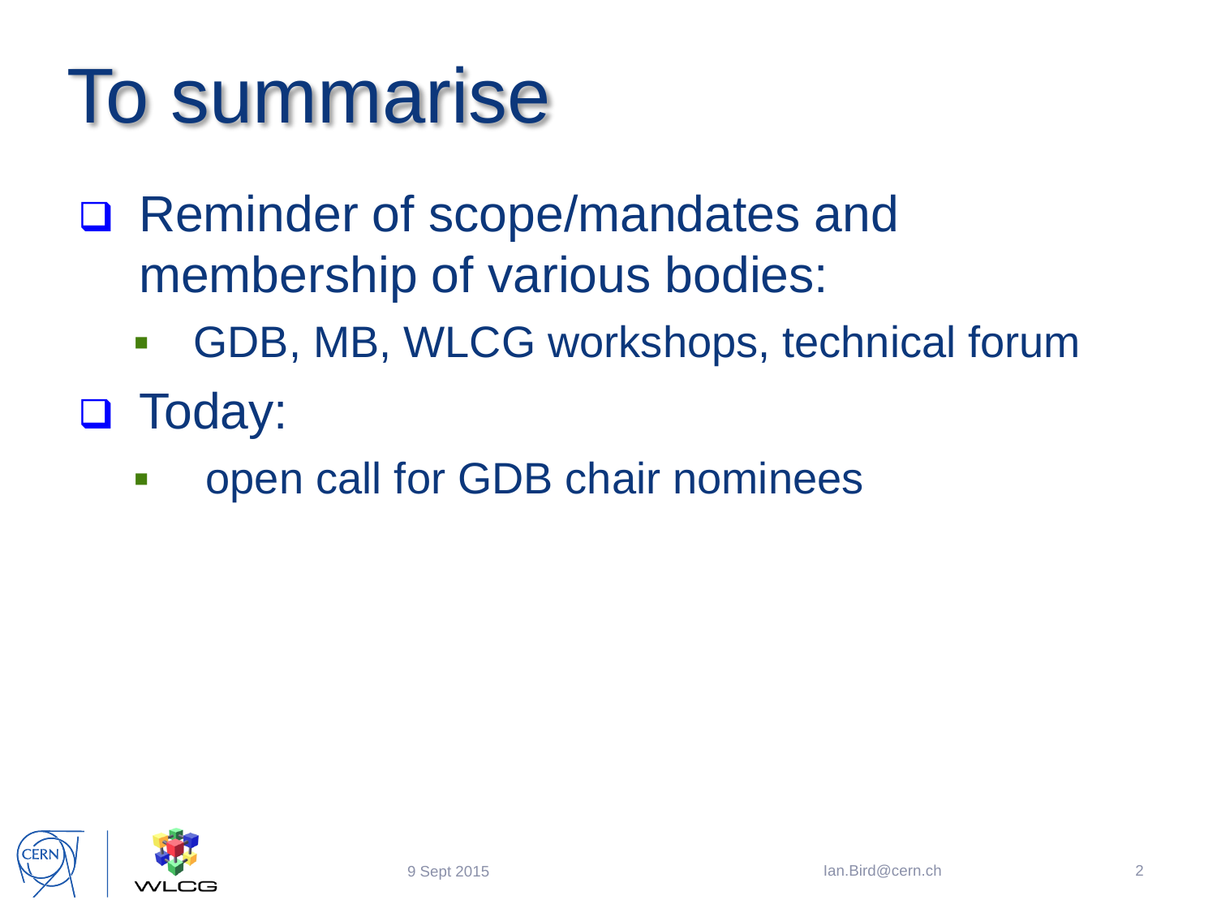# To summarise

- Reminder of scope/mandates and membership of various bodies:
  - GDB, MB, WLCG workshops, technical forum
- Today:
  - open call for GDB chair nominees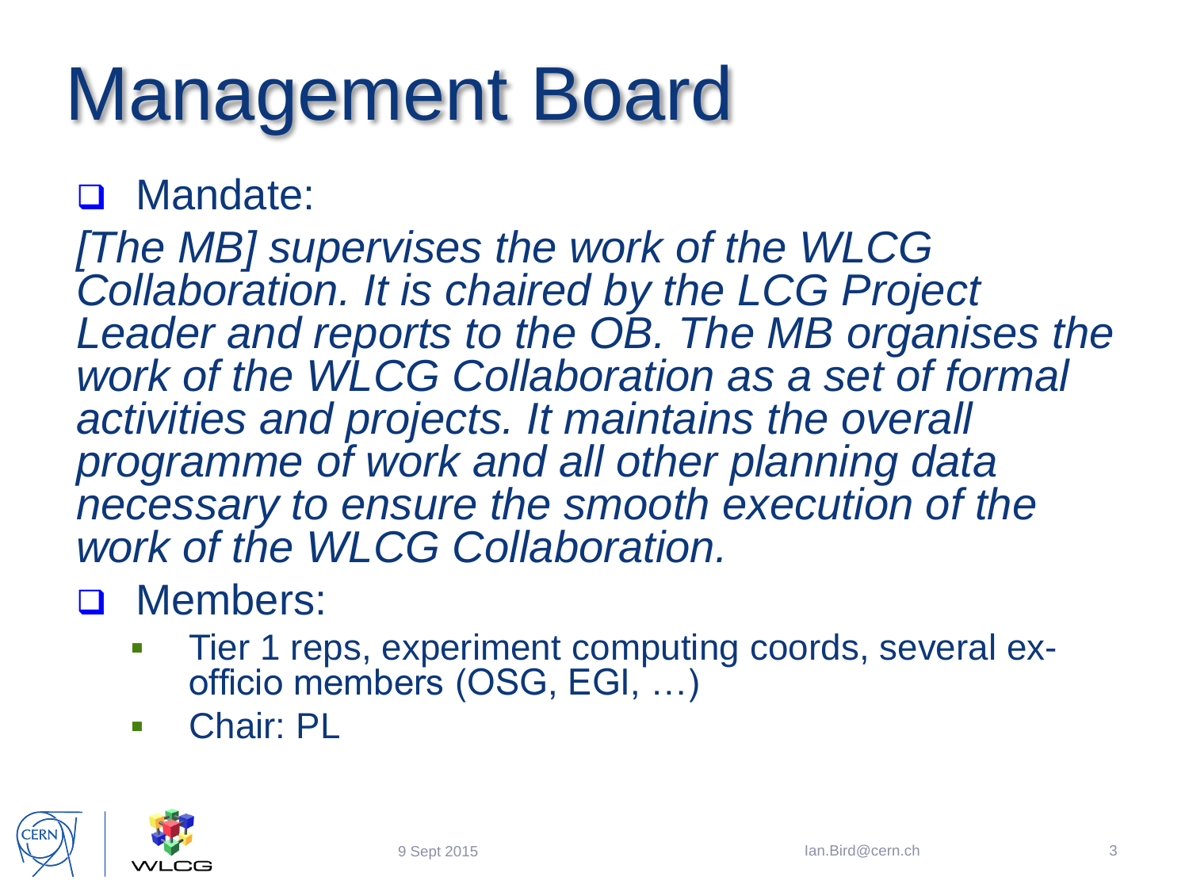# Management Board

- Mandate:

*[The MB] supervises the work of the WLCG Collaboration. It is chaired by the LCG Project Leader and reports to the OB. The MB organises the work of the WLCG Collaboration as a set of formal activities and projects. It maintains the overall programme of work and all other planning data necessary to ensure the smooth execution of the work of the WLCG Collaboration.*

- Members:
  - Tier 1 reps, experiment computing coords, several ex-officio members (OSG, EGI, …)
  - Chair: PL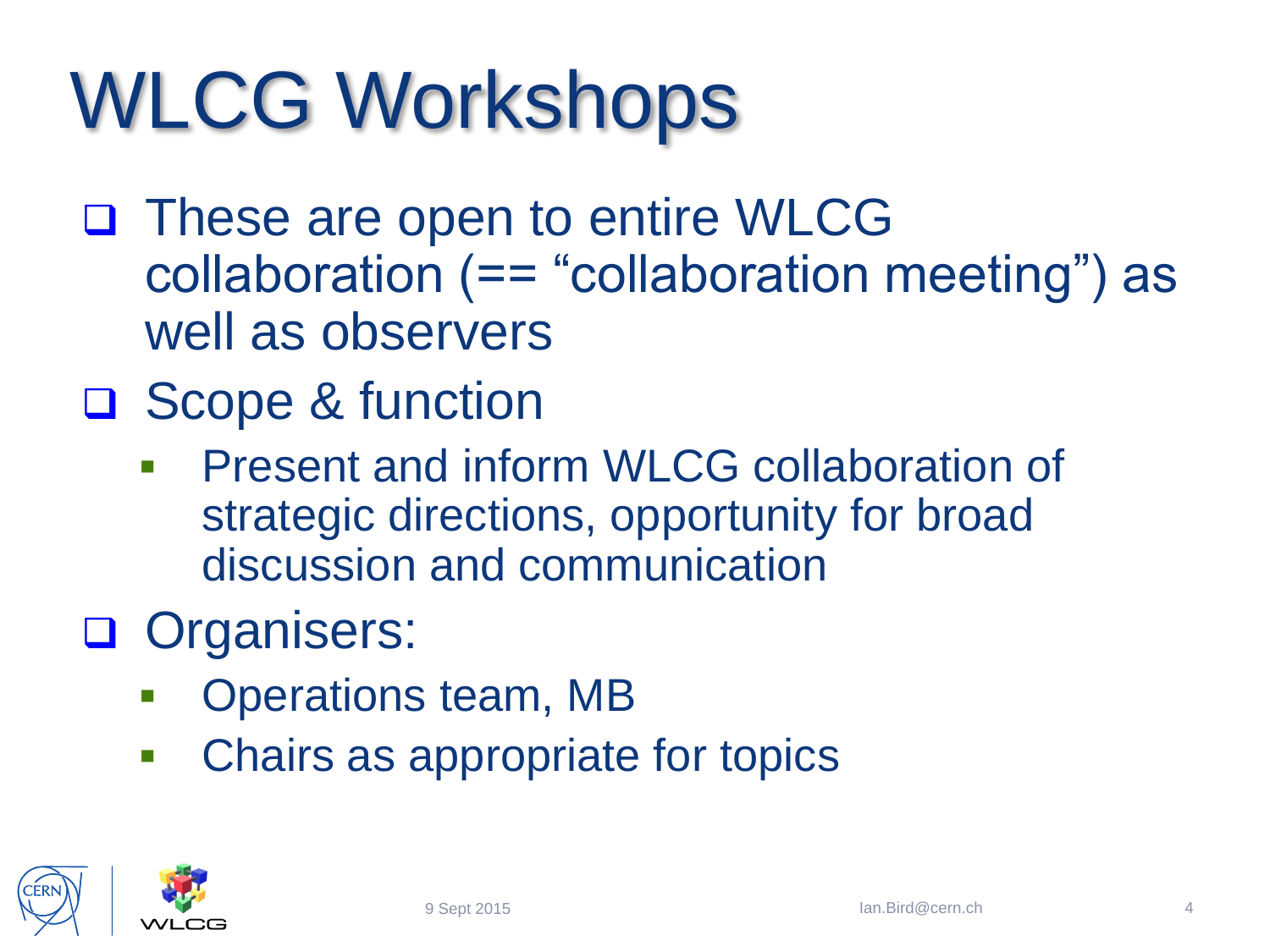# WLCG Workshops

- These are open to entire WLCG collaboration (== "collaboration meeting") as well as observers
- Scope & function
  - Present and inform WLCG collaboration of strategic directions, opportunity for broad discussion and communication
- Organisers:
  - Operations team, MB
  - Chairs as appropriate for topics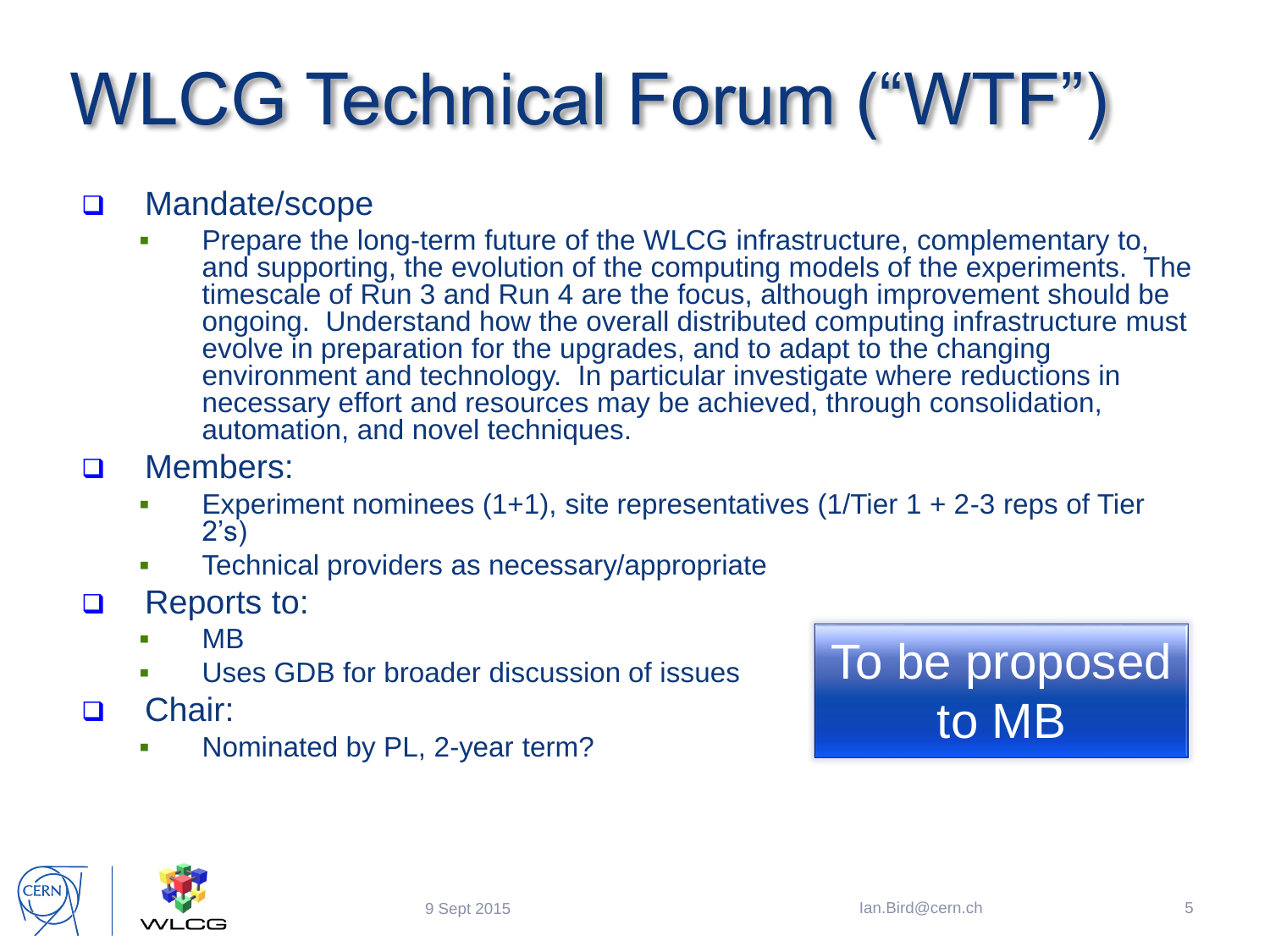# WLCG Technical Forum ("WTF")

- Mandate/scope
  - Prepare the long-term future of the WLCG infrastructure, complementary to, and supporting, the evolution of the computing models of the experiments. The timescale of Run 3 and Run 4 are the focus, although improvement should be ongoing. Understand how the overall distributed computing infrastructure must evolve in preparation for the upgrades, and to adapt to the changing environment and technology. In particular investigate where reductions in necessary effort and resources may be achieved, through consolidation, automation, and novel techniques.
- Members:
  - Experiment nominees (1+1), site representatives (1/Tier 1 + 2-3 reps of Tier 2's)
  - Technical providers as necessary/appropriate
- Reports to:
  - MB
  - Uses GDB for broader discussion of issues
- Chair:
  - Nominated by PL, 2-year term?

**To be proposed to MB**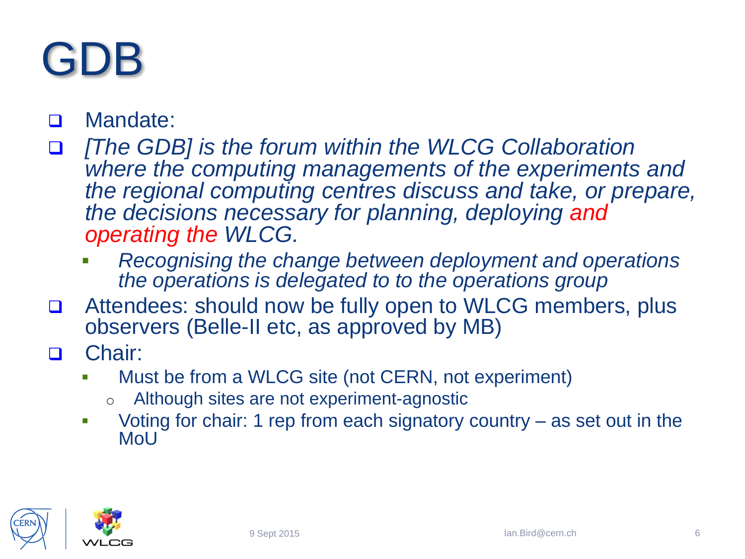# GDB

- Mandate:
- *[The GDB] is the forum within the WLCG Collaboration where the computing managements of the experiments and the regional computing centres discuss and take, or prepare, the decisions necessary for planning, deploying and operating the WLCG.*
  - *Recognising the change between deployment and operations the operations is delegated to to the operations group*
- Attendees: should now be fully open to WLCG members, plus observers (Belle-II etc, as approved by MB)
- Chair:
  - Must be from a WLCG site (not CERN, not experiment)
    - Although sites are not experiment-agnostic
  - Voting for chair: 1 rep from each signatory country – as set out in the MoU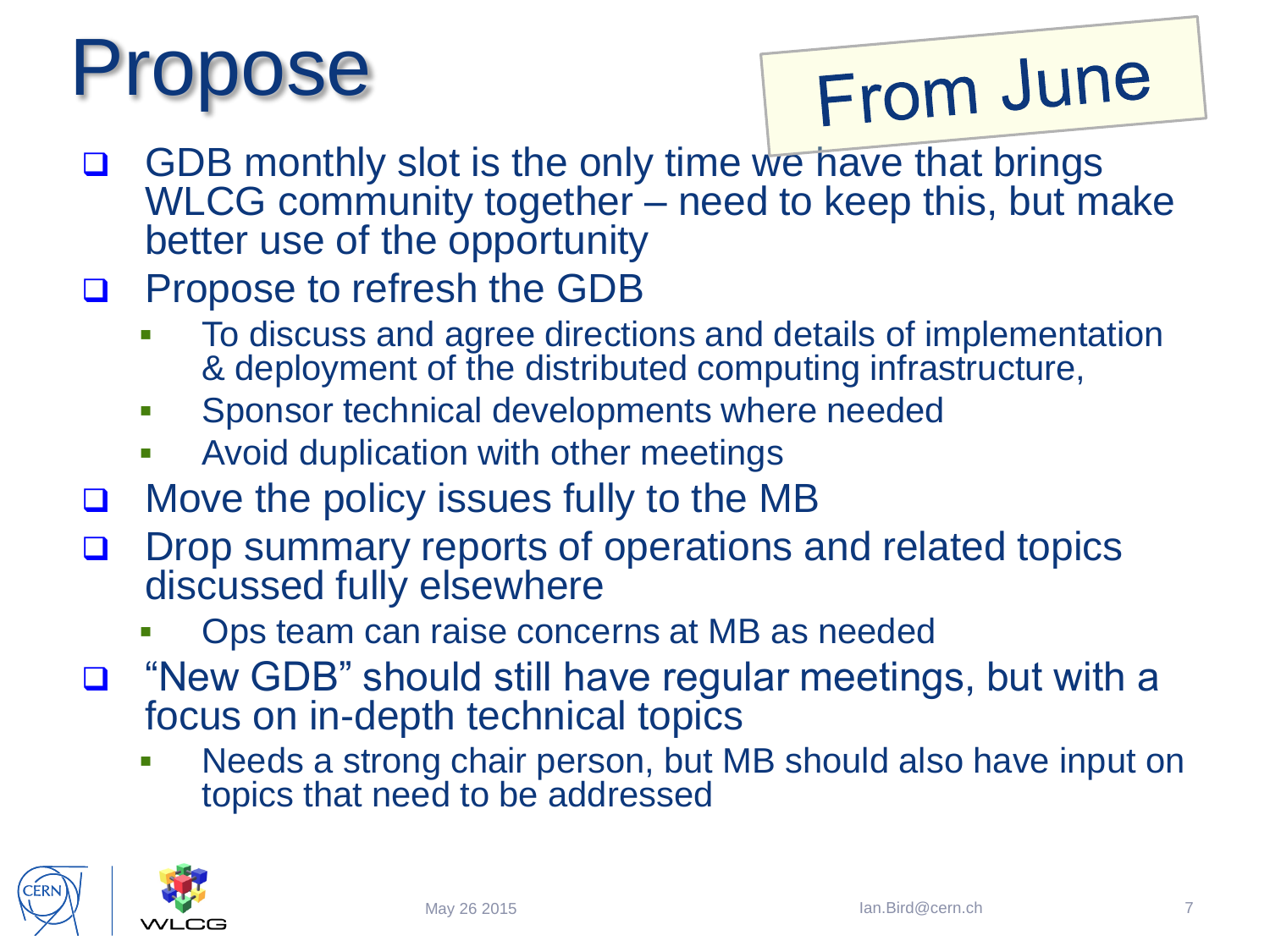# Propose

From June

- GDB monthly slot is the only time we have that brings WLCG community together – need to keep this, but make better use of the opportunity
- Propose to refresh the GDB
  - To discuss and agree directions and details of implementation & deployment of the distributed computing infrastructure,
  - Sponsor technical developments where needed
  - Avoid duplication with other meetings
- Move the policy issues fully to the MB
- Drop summary reports of operations and related topics discussed fully elsewhere
  - Ops team can raise concerns at MB as needed
- "New GDB" should still have regular meetings, but with a focus on in-depth technical topics
  - Needs a strong chair person, but MB should also have input on topics that need to be addressed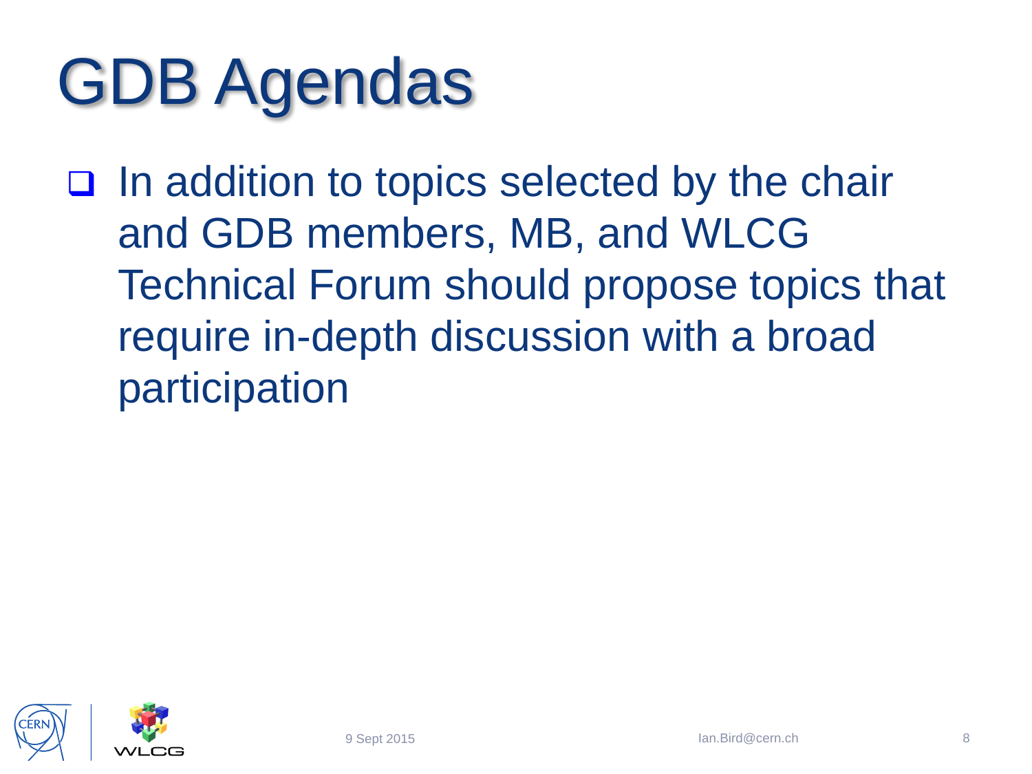# GDB Agendas

- In addition to topics selected by the chair and GDB members, MB, and WLCG Technical Forum should propose topics that require in-depth discussion with a broad participation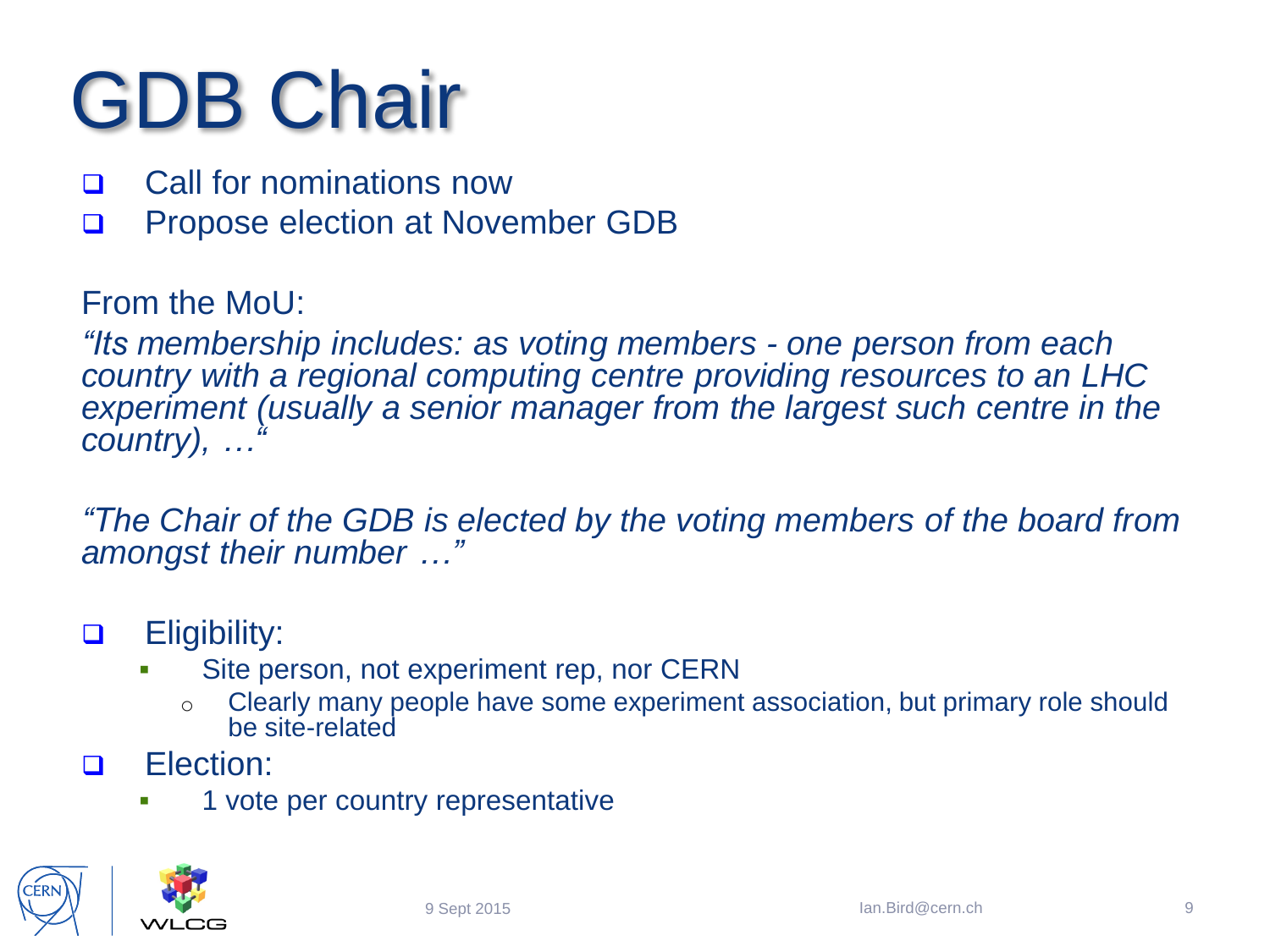# GDB Chair

- Call for nominations now
- Propose election at November GDB

From the MoU:

*"Its membership includes: as voting members - one person from each country with a regional computing centre providing resources to an LHC experiment (usually a senior manager from the largest such centre in the country), …"*

*"The Chair of the GDB is elected by the voting members of the board from amongst their number …"*

- Eligibility:
  - Site person, not experiment rep, nor CERN
    - Clearly many people have some experiment association, but primary role should be site-related
- Election:
  - 1 vote per country representative